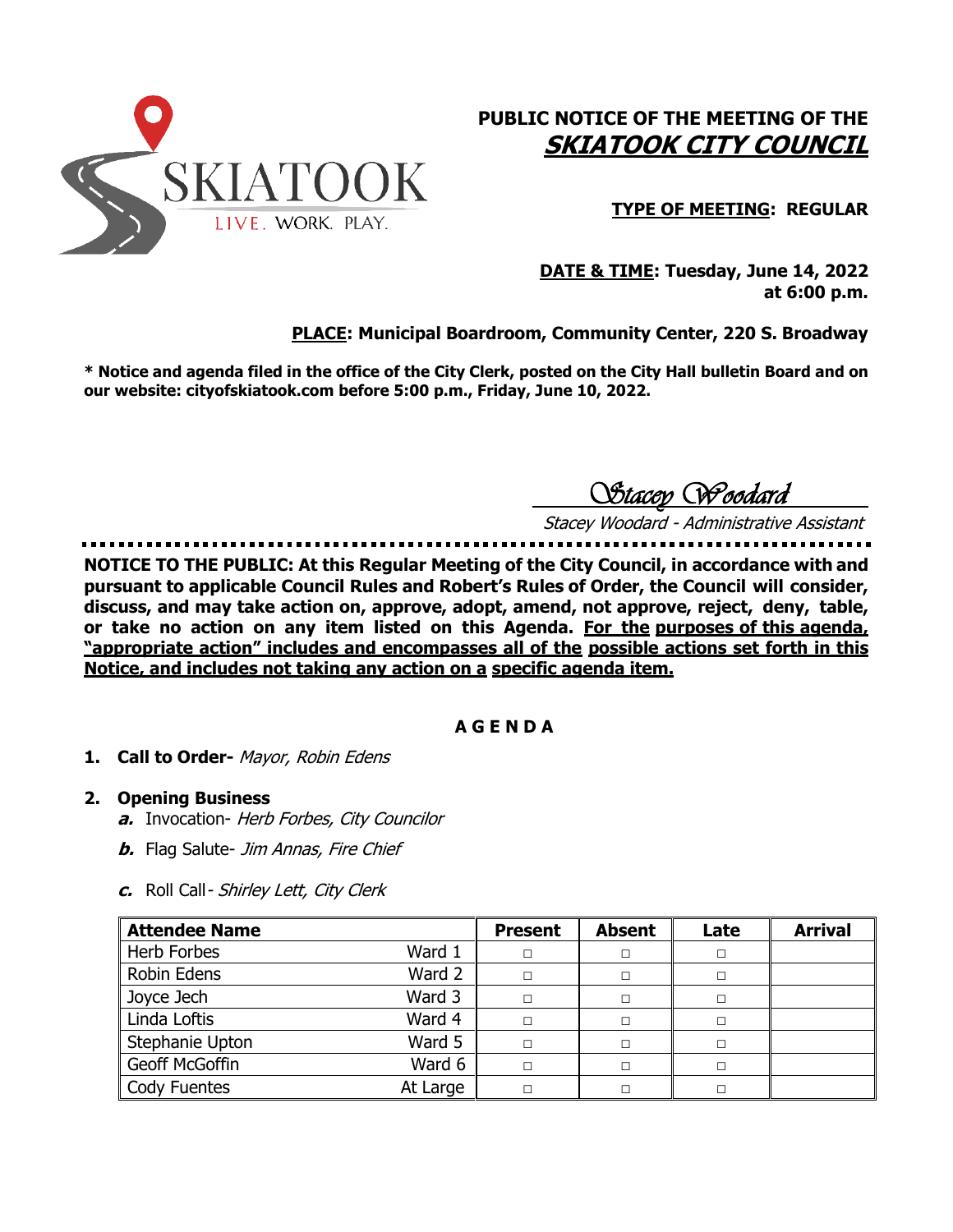SKIATOOK

LIVE. WORK. PLAY.

# PUBLIC NOTICE OF THE MEETING OF THE *SKIATOOK CITY COUNCIL*

**TYPE OF MEETING: REGULAR**

**DATE & TIME: Tuesday, June 14, 2022 at 6:00 p.m.**

**PLACE: Municipal Boardroom, Community Center, 220 S. Broadway**

**\* Notice and agenda filed in the office of the City Clerk, posted on the City Hall bulletin Board and on our website: cityofskiatook.com before 5:00 p.m., Friday, June 10, 2022.**

*Stacey Woodard*

*Stacey Woodard - Administrative Assistant*

**NOTICE TO THE PUBLIC: At this Regular Meeting of the City Council, in accordance with and pursuant to applicable Council Rules and Robert's Rules of Order, the Council will consider, discuss, and may take action on, approve, adopt, amend, not approve, reject, deny, table, or take no action on any item listed on this Agenda. For the purposes of this agenda, "appropriate action" includes and encompasses all of the possible actions set forth in this Notice, and includes not taking any action on a specific agenda item.**

## A G E N D A

1. **Call to Order-** *Mayor, Robin Edens*

2. **Opening Business**
   - ***a.*** Invocation- *Herb Forbes, City Councilor*
   - ***b.*** Flag Salute- *Jim Annas, Fire Chief*
   - ***c.*** Roll Call - *Shirley Lett, City Clerk*

| Attendee Name | | Present | Absent | Late | Arrival |
|---|---|---|---|---|---|
| Herb Forbes | Ward 1 | □ | □ | □ | |
| Robin Edens | Ward 2 | □ | □ | □ | |
| Joyce Jech | Ward 3 | □ | □ | □ | |
| Linda Loftis | Ward 4 | □ | □ | □ | |
| Stephanie Upton | Ward 5 | □ | □ | □ | |
| Geoff McGoffin | Ward 6 | □ | □ | □ | |
| Cody Fuentes | At Large | □ | □ | □ | |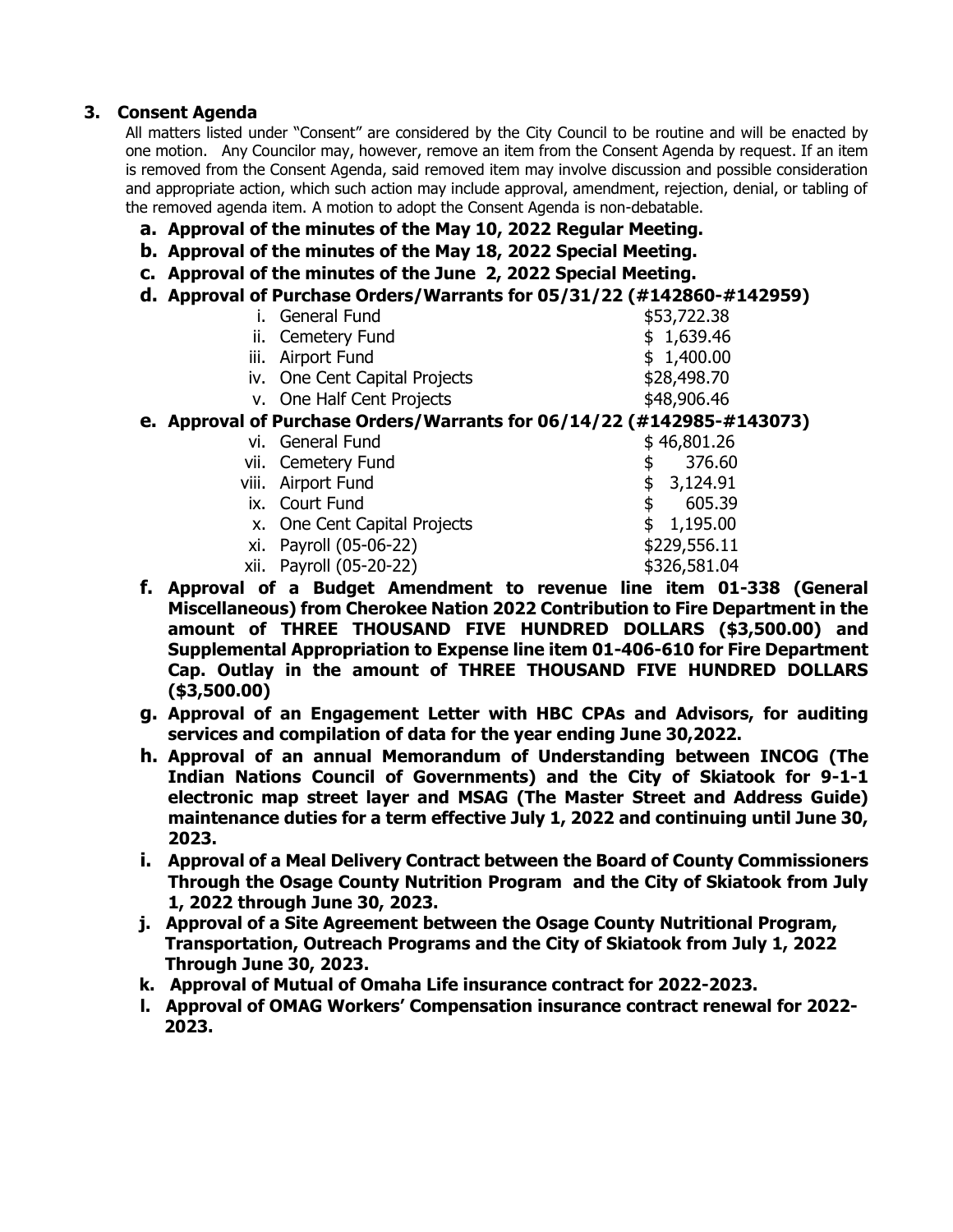### 3. Consent Agenda

All matters listed under "Consent" are considered by the City Council to be routine and will be enacted by one motion. Any Councilor may, however, remove an item from the Consent Agenda by request. If an item is removed from the Consent Agenda, said removed item may involve discussion and possible consideration and appropriate action, which such action may include approval, amendment, rejection, denial, or tabling of the removed agenda item. A motion to adopt the Consent Agenda is non-debatable.

- **a. Approval of the minutes of the May 10, 2022 Regular Meeting.**
- **b. Approval of the minutes of the May 18, 2022 Special Meeting.**
- **c. Approval of the minutes of the June 2, 2022 Special Meeting.**
- **d. Approval of Purchase Orders/Warrants for 05/31/22 (#142860-#142959)**

| | |
|---|---|
| i. General Fund | $53,722.38 |
| ii. Cemetery Fund | $ 1,639.46 |
| iii. Airport Fund | $ 1,400.00 |
| iv. One Cent Capital Projects | $28,498.70 |
| v. One Half Cent Projects | $48,906.46 |

- **e. Approval of Purchase Orders/Warrants for 06/14/22 (#142985-#143073)**

| | |
|---|---|
| vi. General Fund | $ 46,801.26 |
| vii. Cemetery Fund | $ 376.60 |
| viii. Airport Fund | $ 3,124.91 |
| ix. Court Fund | $ 605.39 |
| x. One Cent Capital Projects | $ 1,195.00 |
| xi. Payroll (05-06-22) | $229,556.11 |
| xii. Payroll (05-20-22) | $326,581.04 |

- **f. Approval of a Budget Amendment to revenue line item 01-338 (General Miscellaneous) from Cherokee Nation 2022 Contribution to Fire Department in the amount of THREE THOUSAND FIVE HUNDRED DOLLARS ($3,500.00) and Supplemental Appropriation to Expense line item 01-406-610 for Fire Department Cap. Outlay in the amount of THREE THOUSAND FIVE HUNDRED DOLLARS ($3,500.00)**
- **g. Approval of an Engagement Letter with HBC CPAs and Advisors, for auditing services and compilation of data for the year ending June 30,2022.**
- **h. Approval of an annual Memorandum of Understanding between INCOG (The Indian Nations Council of Governments) and the City of Skiatook for 9-1-1 electronic map street layer and MSAG (The Master Street and Address Guide) maintenance duties for a term effective July 1, 2022 and continuing until June 30, 2023.**
- **i. Approval of a Meal Delivery Contract between the Board of County Commissioners Through the Osage County Nutrition Program and the City of Skiatook from July 1, 2022 through June 30, 2023.**
- **j. Approval of a Site Agreement between the Osage County Nutritional Program, Transportation, Outreach Programs and the City of Skiatook from July 1, 2022 Through June 30, 2023.**
- **k. Approval of Mutual of Omaha Life insurance contract for 2022-2023.**
- **l. Approval of OMAG Workers' Compensation insurance contract renewal for 2022-2023.**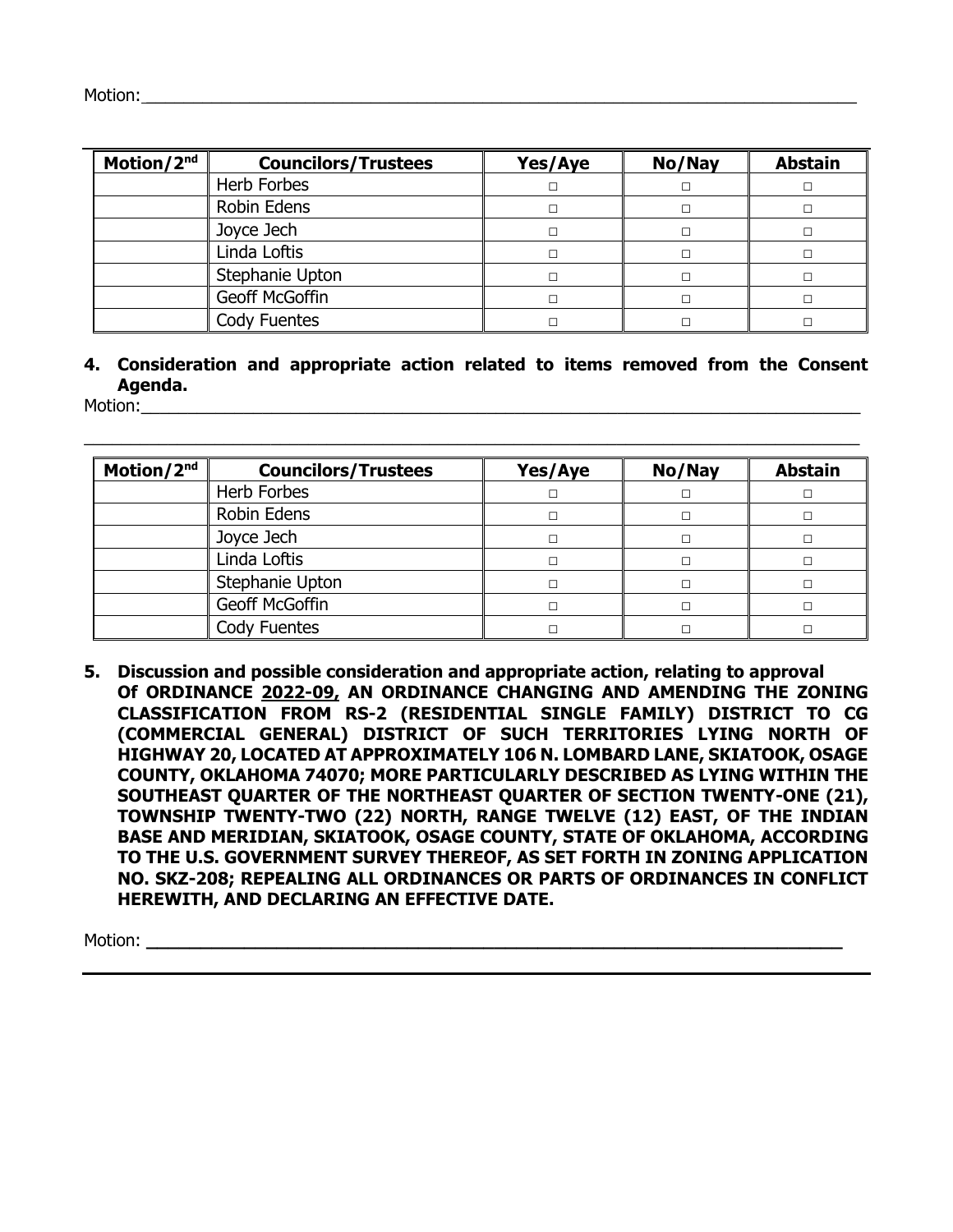Motion:\_\_\_\_\_\_\_\_\_\_\_\_\_\_\_\_\_\_\_\_\_\_\_\_\_\_\_\_\_\_\_\_\_\_\_\_\_\_\_\_\_\_\_\_\_\_\_\_\_\_\_\_\_\_\_\_\_\_\_\_\_\_\_\_\_\_\_\_\_\_

| Motion/2nd | Councilors/Trustees | Yes/Aye | No/Nay | Abstain |
|---|---|---|---|---|
| | Herb Forbes | □ | □ | □ |
| | Robin Edens | □ | □ | □ |
| | Joyce Jech | □ | □ | □ |
| | Linda Loftis | □ | □ | □ |
| | Stephanie Upton | □ | □ | □ |
| | Geoff McGoffin | □ | □ | □ |
| | Cody Fuentes | □ | □ | □ |

**4. Consideration and appropriate action related to items removed from the Consent Agenda.**

Motion:\_\_\_\_\_\_\_\_\_\_\_\_\_\_\_\_\_\_\_\_\_\_\_\_\_\_\_\_\_\_\_\_\_\_\_\_\_\_\_\_\_\_\_\_\_\_\_\_\_\_\_\_\_\_\_\_\_\_\_\_\_\_\_\_\_\_\_\_\_\_

\_\_\_\_\_\_\_\_\_\_\_\_\_\_\_\_\_\_\_\_\_\_\_\_\_\_\_\_\_\_\_\_\_\_\_\_\_\_\_\_\_\_\_\_\_\_\_\_\_\_\_\_\_\_\_\_\_\_\_\_\_\_\_\_\_\_\_\_\_\_\_\_\_\_\_\_

| Motion/2nd | Councilors/Trustees | Yes/Aye | No/Nay | Abstain |
|---|---|---|---|---|
| | Herb Forbes | □ | □ | □ |
| | Robin Edens | □ | □ | □ |
| | Joyce Jech | □ | □ | □ |
| | Linda Loftis | □ | □ | □ |
| | Stephanie Upton | □ | □ | □ |
| | Geoff McGoffin | □ | □ | □ |
| | Cody Fuentes | □ | □ | □ |

**5. Discussion and possible consideration and appropriate action, relating to approval Of ORDINANCE 2022-09, AN ORDINANCE CHANGING AND AMENDING THE ZONING CLASSIFICATION FROM RS-2 (RESIDENTIAL SINGLE FAMILY) DISTRICT TO CG (COMMERCIAL GENERAL) DISTRICT OF SUCH TERRITORIES LYING NORTH OF HIGHWAY 20, LOCATED AT APPROXIMATELY 106 N. LOMBARD LANE, SKIATOOK, OSAGE COUNTY, OKLAHOMA 74070; MORE PARTICULARLY DESCRIBED AS LYING WITHIN THE SOUTHEAST QUARTER OF THE NORTHEAST QUARTER OF SECTION TWENTY-ONE (21), TOWNSHIP TWENTY-TWO (22) NORTH, RANGE TWELVE (12) EAST, OF THE INDIAN BASE AND MERIDIAN, SKIATOOK, OSAGE COUNTY, STATE OF OKLAHOMA, ACCORDING TO THE U.S. GOVERNMENT SURVEY THEREOF, AS SET FORTH IN ZONING APPLICATION NO. SKZ-208; REPEALING ALL ORDINANCES OR PARTS OF ORDINANCES IN CONFLICT HEREWITH, AND DECLARING AN EFFECTIVE DATE.**

Motion: \_\_\_\_\_\_\_\_\_\_\_\_\_\_\_\_\_\_\_\_\_\_\_\_\_\_\_\_\_\_\_\_\_\_\_\_\_\_\_\_\_\_\_\_\_\_\_\_\_\_\_\_\_\_\_\_\_\_\_\_\_\_\_\_\_\_\_\_\_\_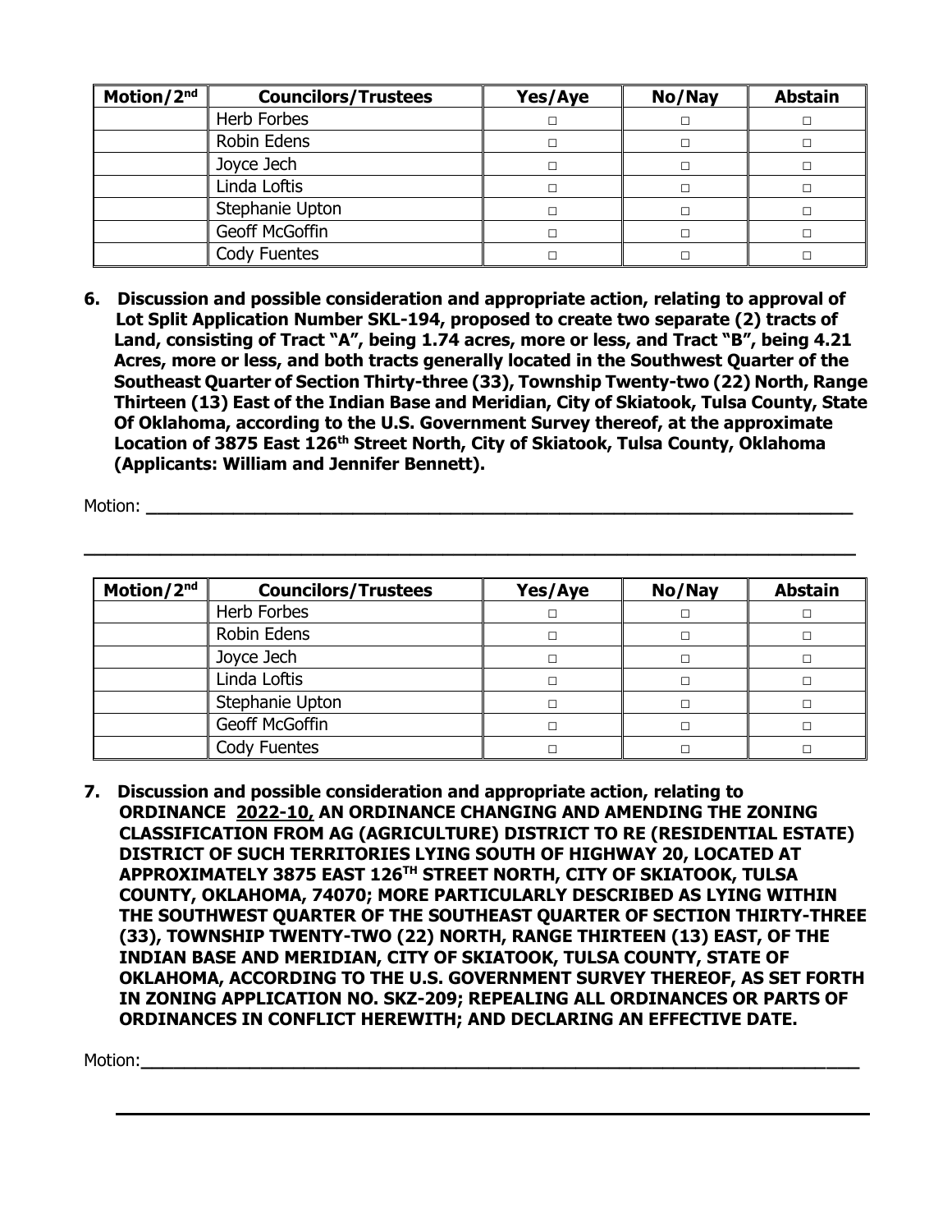| Motion/2nd | Councilors/Trustees | Yes/Aye | No/Nay | Abstain |
|---|---|---|---|---|
| | Herb Forbes | □ | □ | □ |
| | Robin Edens | □ | □ | □ |
| | Joyce Jech | □ | □ | □ |
| | Linda Loftis | □ | □ | □ |
| | Stephanie Upton | □ | □ | □ |
| | Geoff McGoffin | □ | □ | □ |
| | Cody Fuentes | □ | □ | □ |

**6. Discussion and possible consideration and appropriate action, relating to approval of Lot Split Application Number SKL-194, proposed to create two separate (2) tracts of Land, consisting of Tract "A", being 1.74 acres, more or less, and Tract "B", being 4.21 Acres, more or less, and both tracts generally located in the Southwest Quarter of the Southeast Quarter of Section Thirty-three (33), Township Twenty-two (22) North, Range Thirteen (13) East of the Indian Base and Meridian, City of Skiatook, Tulsa County, State Of Oklahoma, according to the U.S. Government Survey thereof, at the approximate Location of 3875 East 126th Street North, City of Skiatook, Tulsa County, Oklahoma (Applicants: William and Jennifer Bennett).**

Motion: ______________________________________________________________________

______________________________________________________________________________

| Motion/2nd | Councilors/Trustees | Yes/Aye | No/Nay | Abstain |
|---|---|---|---|---|
| | Herb Forbes | □ | □ | □ |
| | Robin Edens | □ | □ | □ |
| | Joyce Jech | □ | □ | □ |
| | Linda Loftis | □ | □ | □ |
| | Stephanie Upton | □ | □ | □ |
| | Geoff McGoffin | □ | □ | □ |
| | Cody Fuentes | □ | □ | □ |

**7. Discussion and possible consideration and appropriate action, relating to ORDINANCE 2022-10, AN ORDINANCE CHANGING AND AMENDING THE ZONING CLASSIFICATION FROM AG (AGRICULTURE) DISTRICT TO RE (RESIDENTIAL ESTATE) DISTRICT OF SUCH TERRITORIES LYING SOUTH OF HIGHWAY 20, LOCATED AT APPROXIMATELY 3875 EAST 126TH STREET NORTH, CITY OF SKIATOOK, TULSA COUNTY, OKLAHOMA, 74070; MORE PARTICULARLY DESCRIBED AS LYING WITHIN THE SOUTHWEST QUARTER OF THE SOUTHEAST QUARTER OF SECTION THIRTY-THREE (33), TOWNSHIP TWENTY-TWO (22) NORTH, RANGE THIRTEEN (13) EAST, OF THE INDIAN BASE AND MERIDIAN, CITY OF SKIATOOK, TULSA COUNTY, STATE OF OKLAHOMA, ACCORDING TO THE U.S. GOVERNMENT SURVEY THEREOF, AS SET FORTH IN ZONING APPLICATION NO. SKZ-209; REPEALING ALL ORDINANCES OR PARTS OF ORDINANCES IN CONFLICT HEREWITH; AND DECLARING AN EFFECTIVE DATE.**

Motion:_______________________________________________________________________

______________________________________________________________________________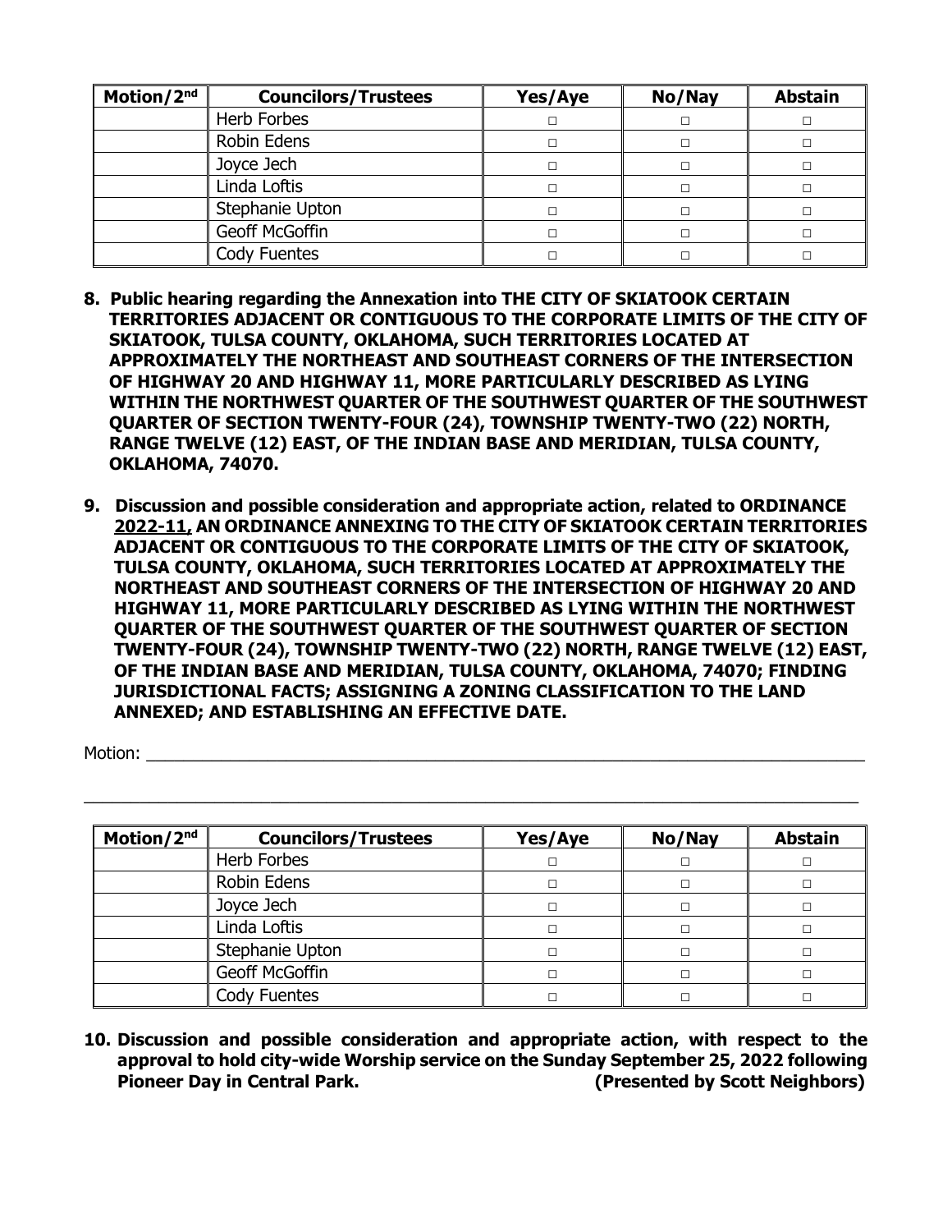| Motion/2nd | Councilors/Trustees | Yes/Aye | No/Nay | Abstain |
|---|---|---|---|---|
| | Herb Forbes | □ | □ | □ |
| | Robin Edens | □ | □ | □ |
| | Joyce Jech | □ | □ | □ |
| | Linda Loftis | □ | □ | □ |
| | Stephanie Upton | □ | □ | □ |
| | Geoff McGoffin | □ | □ | □ |
| | Cody Fuentes | □ | □ | □ |

**8. Public hearing regarding the Annexation into THE CITY OF SKIATOOK CERTAIN TERRITORIES ADJACENT OR CONTIGUOUS TO THE CORPORATE LIMITS OF THE CITY OF SKIATOOK, TULSA COUNTY, OKLAHOMA, SUCH TERRITORIES LOCATED AT APPROXIMATELY THE NORTHEAST AND SOUTHEAST CORNERS OF THE INTERSECTION OF HIGHWAY 20 AND HIGHWAY 11, MORE PARTICULARLY DESCRIBED AS LYING WITHIN THE NORTHWEST QUARTER OF THE SOUTHWEST QUARTER OF THE SOUTHWEST QUARTER OF SECTION TWENTY-FOUR (24), TOWNSHIP TWENTY-TWO (22) NORTH, RANGE TWELVE (12) EAST, OF THE INDIAN BASE AND MERIDIAN, TULSA COUNTY, OKLAHOMA, 74070.**

**9. Discussion and possible consideration and appropriate action, related to ORDINANCE <u>2022-11,</u> AN ORDINANCE ANNEXING TO THE CITY OF SKIATOOK CERTAIN TERRITORIES ADJACENT OR CONTIGUOUS TO THE CORPORATE LIMITS OF THE CITY OF SKIATOOK, TULSA COUNTY, OKLAHOMA, SUCH TERRITORIES LOCATED AT APPROXIMATELY THE NORTHEAST AND SOUTHEAST CORNERS OF THE INTERSECTION OF HIGHWAY 20 AND HIGHWAY 11, MORE PARTICULARLY DESCRIBED AS LYING WITHIN THE NORTHWEST QUARTER OF THE SOUTHWEST QUARTER OF THE SOUTHWEST QUARTER OF SECTION TWENTY-FOUR (24), TOWNSHIP TWENTY-TWO (22) NORTH, RANGE TWELVE (12) EAST, OF THE INDIAN BASE AND MERIDIAN, TULSA COUNTY, OKLAHOMA, 74070; FINDING JURISDICTIONAL FACTS; ASSIGNING A ZONING CLASSIFICATION TO THE LAND ANNEXED; AND ESTABLISHING AN EFFECTIVE DATE.**

Motion: ______________________________________________________________________________

______________________________________________________________________________

| Motion/2nd | Councilors/Trustees | Yes/Aye | No/Nay | Abstain |
|---|---|---|---|---|
| | Herb Forbes | □ | □ | □ |
| | Robin Edens | □ | □ | □ |
| | Joyce Jech | □ | □ | □ |
| | Linda Loftis | □ | □ | □ |
| | Stephanie Upton | □ | □ | □ |
| | Geoff McGoffin | □ | □ | □ |
| | Cody Fuentes | □ | □ | □ |

**10. Discussion and possible consideration and appropriate action, with respect to the approval to hold city-wide Worship service on the Sunday September 25, 2022 following Pioneer Day in Central Park. (Presented by Scott Neighbors)**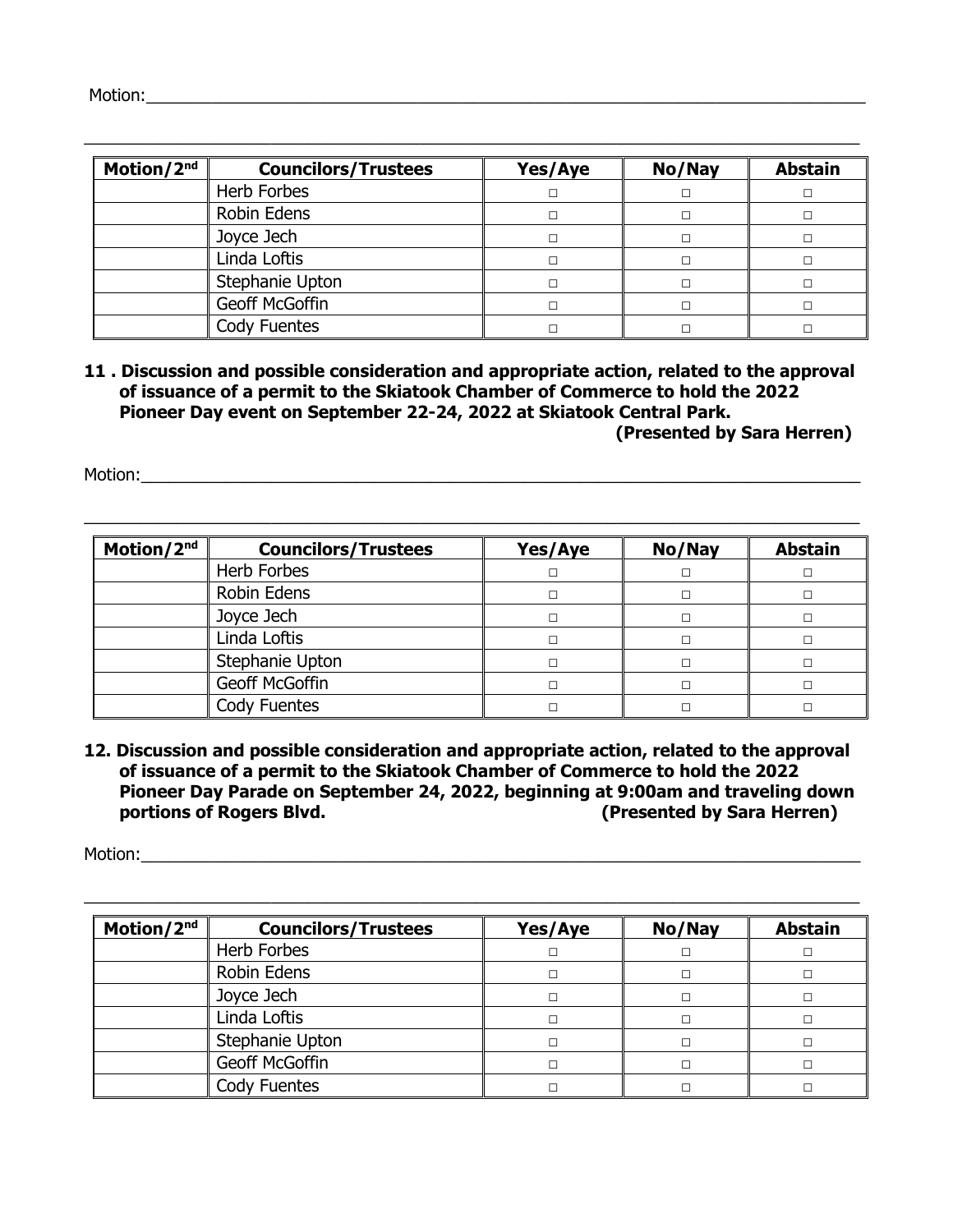Motion:\_\_\_\_\_\_\_\_\_\_\_\_\_\_\_\_\_\_\_\_\_\_\_\_\_\_\_\_\_\_\_\_\_\_\_\_\_\_\_\_\_\_\_\_\_\_\_\_\_\_\_\_\_\_\_\_\_\_\_\_\_\_\_\_\_\_\_\_\_\_

\_\_\_\_\_\_\_\_\_\_\_\_\_\_\_\_\_\_\_\_\_\_\_\_\_\_\_\_\_\_\_\_\_\_\_\_\_\_\_\_\_\_\_\_\_\_\_\_\_\_\_\_\_\_\_\_\_\_\_\_\_\_\_\_\_\_\_\_\_\_\_\_\_\_\_\_

| Motion/2nd | Councilors/Trustees | Yes/Aye | No/Nay | Abstain |
|---|---|---|---|---|
| | Herb Forbes | □ | □ | □ |
| | Robin Edens | □ | □ | □ |
| | Joyce Jech | □ | □ | □ |
| | Linda Loftis | □ | □ | □ |
| | Stephanie Upton | □ | □ | □ |
| | Geoff McGoffin | □ | □ | □ |
| | Cody Fuentes | □ | □ | □ |

**11 . Discussion and possible consideration and appropriate action, related to the approval of issuance of a permit to the Skiatook Chamber of Commerce to hold the 2022 Pioneer Day event on September 22-24, 2022 at Skiatook Central Park.**
**(Presented by Sara Herren)**

Motion:\_\_\_\_\_\_\_\_\_\_\_\_\_\_\_\_\_\_\_\_\_\_\_\_\_\_\_\_\_\_\_\_\_\_\_\_\_\_\_\_\_\_\_\_\_\_\_\_\_\_\_\_\_\_\_\_\_\_\_\_\_\_\_\_\_\_\_\_\_\_

\_\_\_\_\_\_\_\_\_\_\_\_\_\_\_\_\_\_\_\_\_\_\_\_\_\_\_\_\_\_\_\_\_\_\_\_\_\_\_\_\_\_\_\_\_\_\_\_\_\_\_\_\_\_\_\_\_\_\_\_\_\_\_\_\_\_\_\_\_\_\_\_\_\_\_\_

| Motion/2nd | Councilors/Trustees | Yes/Aye | No/Nay | Abstain |
|---|---|---|---|---|
| | Herb Forbes | □ | □ | □ |
| | Robin Edens | □ | □ | □ |
| | Joyce Jech | □ | □ | □ |
| | Linda Loftis | □ | □ | □ |
| | Stephanie Upton | □ | □ | □ |
| | Geoff McGoffin | □ | □ | □ |
| | Cody Fuentes | □ | □ | □ |

**12. Discussion and possible consideration and appropriate action, related to the approval of issuance of a permit to the Skiatook Chamber of Commerce to hold the 2022 Pioneer Day Parade on September 24, 2022, beginning at 9:00am and traveling down portions of Rogers Blvd. (Presented by Sara Herren)**

Motion:\_\_\_\_\_\_\_\_\_\_\_\_\_\_\_\_\_\_\_\_\_\_\_\_\_\_\_\_\_\_\_\_\_\_\_\_\_\_\_\_\_\_\_\_\_\_\_\_\_\_\_\_\_\_\_\_\_\_\_\_\_\_\_\_\_\_\_\_\_\_

\_\_\_\_\_\_\_\_\_\_\_\_\_\_\_\_\_\_\_\_\_\_\_\_\_\_\_\_\_\_\_\_\_\_\_\_\_\_\_\_\_\_\_\_\_\_\_\_\_\_\_\_\_\_\_\_\_\_\_\_\_\_\_\_\_\_\_\_\_\_\_\_\_\_\_\_

| Motion/2nd | Councilors/Trustees | Yes/Aye | No/Nay | Abstain |
|---|---|---|---|---|
| | Herb Forbes | □ | □ | □ |
| | Robin Edens | □ | □ | □ |
| | Joyce Jech | □ | □ | □ |
| | Linda Loftis | □ | □ | □ |
| | Stephanie Upton | □ | □ | □ |
| | Geoff McGoffin | □ | □ | □ |
| | Cody Fuentes | □ | □ | □ |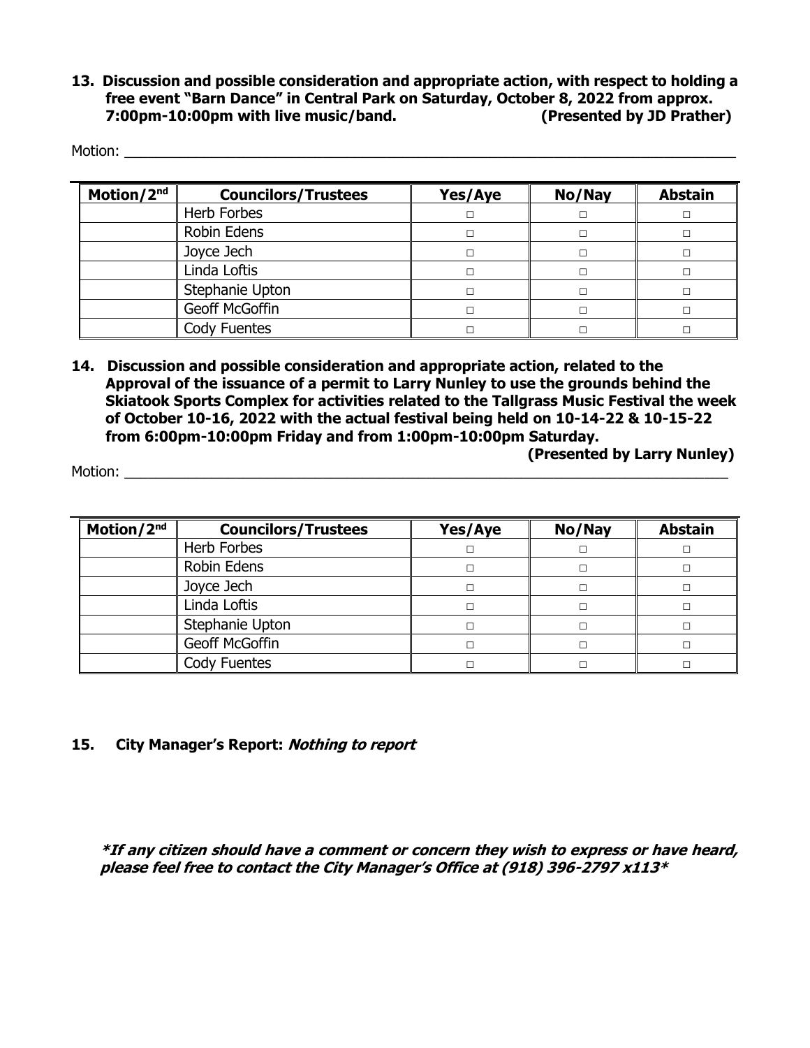**13. Discussion and possible consideration and appropriate action, with respect to holding a free event "Barn Dance" in Central Park on Saturday, October 8, 2022 from approx. 7:00pm-10:00pm with live music/band. (Presented by JD Prather)**

Motion: ___________________________________________________________________________

| Motion/2nd | Councilors/Trustees | Yes/Aye | No/Nay | Abstain |
|---|---|---|---|---|
| | Herb Forbes | □ | □ | □ |
| | Robin Edens | □ | □ | □ |
| | Joyce Jech | □ | □ | □ |
| | Linda Loftis | □ | □ | □ |
| | Stephanie Upton | □ | □ | □ |
| | Geoff McGoffin | □ | □ | □ |
| | Cody Fuentes | □ | □ | □ |

**14. Discussion and possible consideration and appropriate action, related to the Approval of the issuance of a permit to Larry Nunley to use the grounds behind the Skiatook Sports Complex for activities related to the Tallgrass Music Festival the week of October 10-16, 2022 with the actual festival being held on 10-14-22 & 10-15-22 from 6:00pm-10:00pm Friday and from 1:00pm-10:00pm Saturday. (Presented by Larry Nunley)**

Motion: ___________________________________________________________________________

| Motion/2nd | Councilors/Trustees | Yes/Aye | No/Nay | Abstain |
|---|---|---|---|---|
| | Herb Forbes | □ | □ | □ |
| | Robin Edens | □ | □ | □ |
| | Joyce Jech | □ | □ | □ |
| | Linda Loftis | □ | □ | □ |
| | Stephanie Upton | □ | □ | □ |
| | Geoff McGoffin | □ | □ | □ |
| | Cody Fuentes | □ | □ | □ |

**15. City Manager's Report:** ***Nothing to report***

***\*If any citizen should have a comment or concern they wish to express or have heard, please feel free to contact the City Manager's Office at (918) 396-2797 x113\****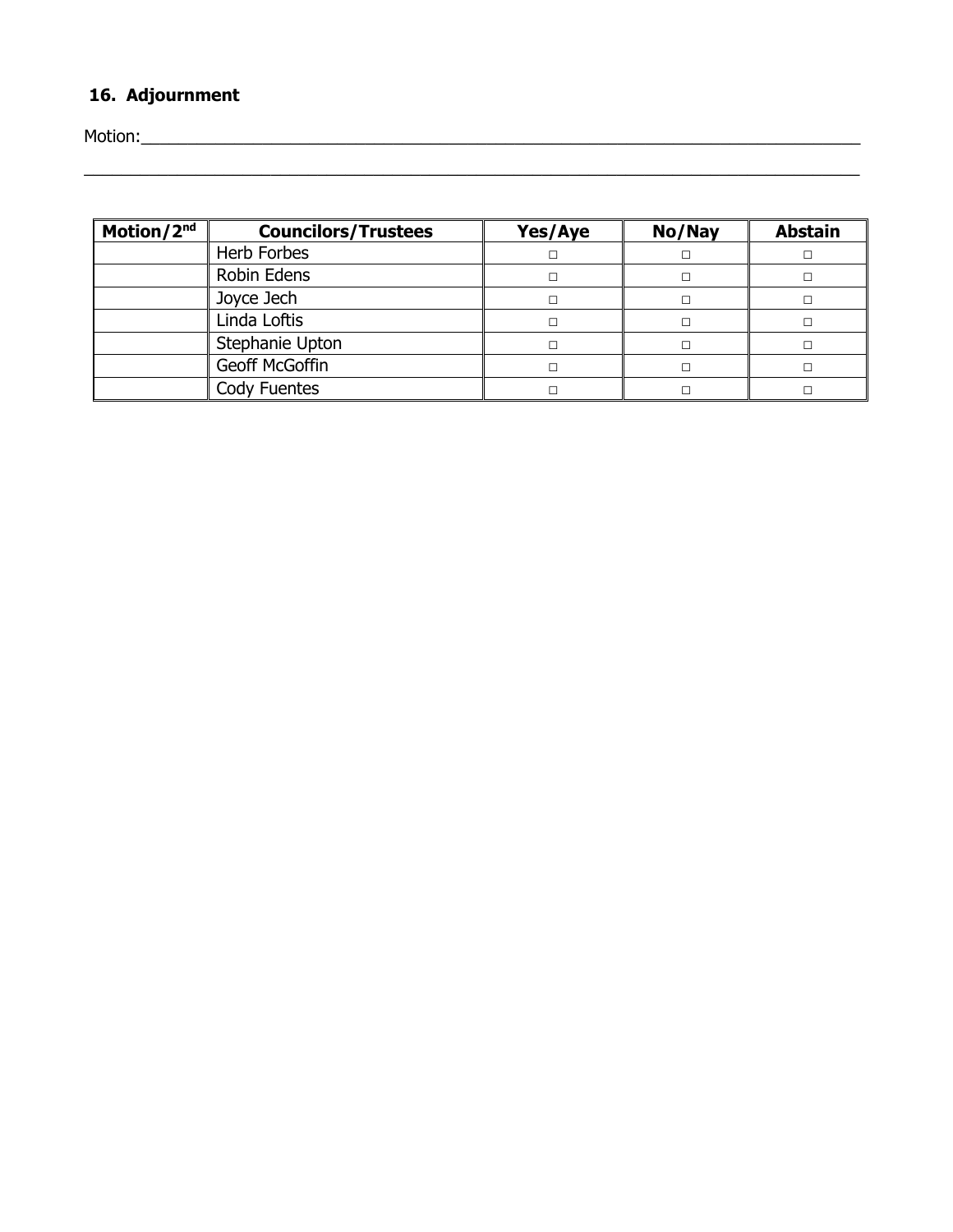## 16. Adjournment

Motion:_______________________________________________________________________________

_____________________________________________________________________________________

| Motion/2[nd] | Councilors/Trustees | Yes/Aye | No/Nay | Abstain |
|---|---|---|---|---|
| | Herb Forbes | □ | □ | □ |
| | Robin Edens | □ | □ | □ |
| | Joyce Jech | □ | □ | □ |
| | Linda Loftis | □ | □ | □ |
| | Stephanie Upton | □ | □ | □ |
| | Geoff McGoffin | □ | □ | □ |
| | Cody Fuentes | □ | □ | □ |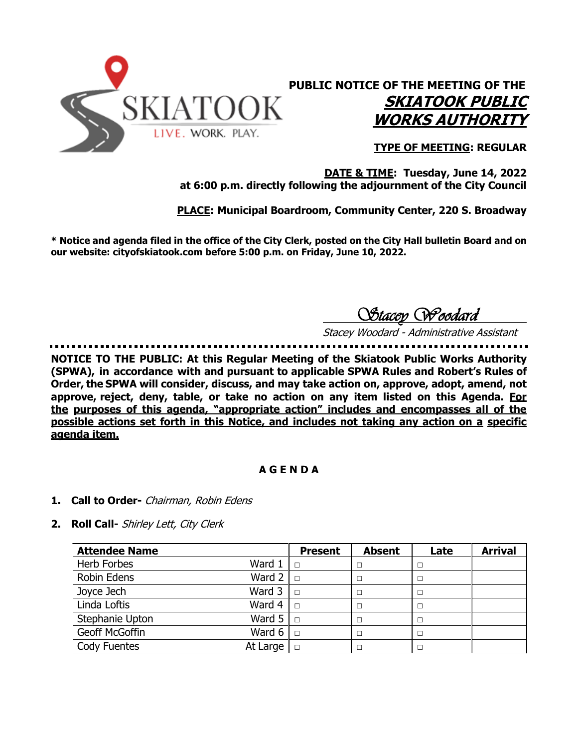SKIATOOK
LIVE. WORK. PLAY.

# PUBLIC NOTICE OF THE MEETING OF THE *SKIATOOK PUBLIC WORKS AUTHORITY*

**TYPE OF MEETING: REGULAR**

**DATE & TIME: Tuesday, June 14, 2022 at 6:00 p.m. directly following the adjournment of the City Council**

**PLACE: Municipal Boardroom, Community Center, 220 S. Broadway**

**\* Notice and agenda filed in the office of the City Clerk, posted on the City Hall bulletin Board and on our website: cityofskiatook.com before 5:00 p.m. on Friday, June 10, 2022.**

*Stacey Woodard*
*Stacey Woodard - Administrative Assistant*

**NOTICE TO THE PUBLIC: At this Regular Meeting of the Skiatook Public Works Authority (SPWA), in accordance with and pursuant to applicable SPWA Rules and Robert's Rules of Order, the SPWA will consider, discuss, and may take action on, approve, adopt, amend, not approve, reject, deny, table, or take no action on any item listed on this Agenda. For the purposes of this agenda, "appropriate action" includes and encompasses all of the possible actions set forth in this Notice, and includes not taking any action on a specific agenda item.**

## A G E N D A

1. **Call to Order-** *Chairman, Robin Edens*
2. **Roll Call-** *Shirley Lett, City Clerk*

| Attendee Name | | Present | Absent | Late | Arrival |
|---|---|---|---|---|---|
| Herb Forbes | Ward 1 | □ | □ | □ | |
| Robin Edens | Ward 2 | □ | □ | □ | |
| Joyce Jech | Ward 3 | □ | □ | □ | |
| Linda Loftis | Ward 4 | □ | □ | □ | |
| Stephanie Upton | Ward 5 | □ | □ | □ | |
| Geoff McGoffin | Ward 6 | □ | □ | □ | |
| Cody Fuentes | At Large | □ | □ | □ | |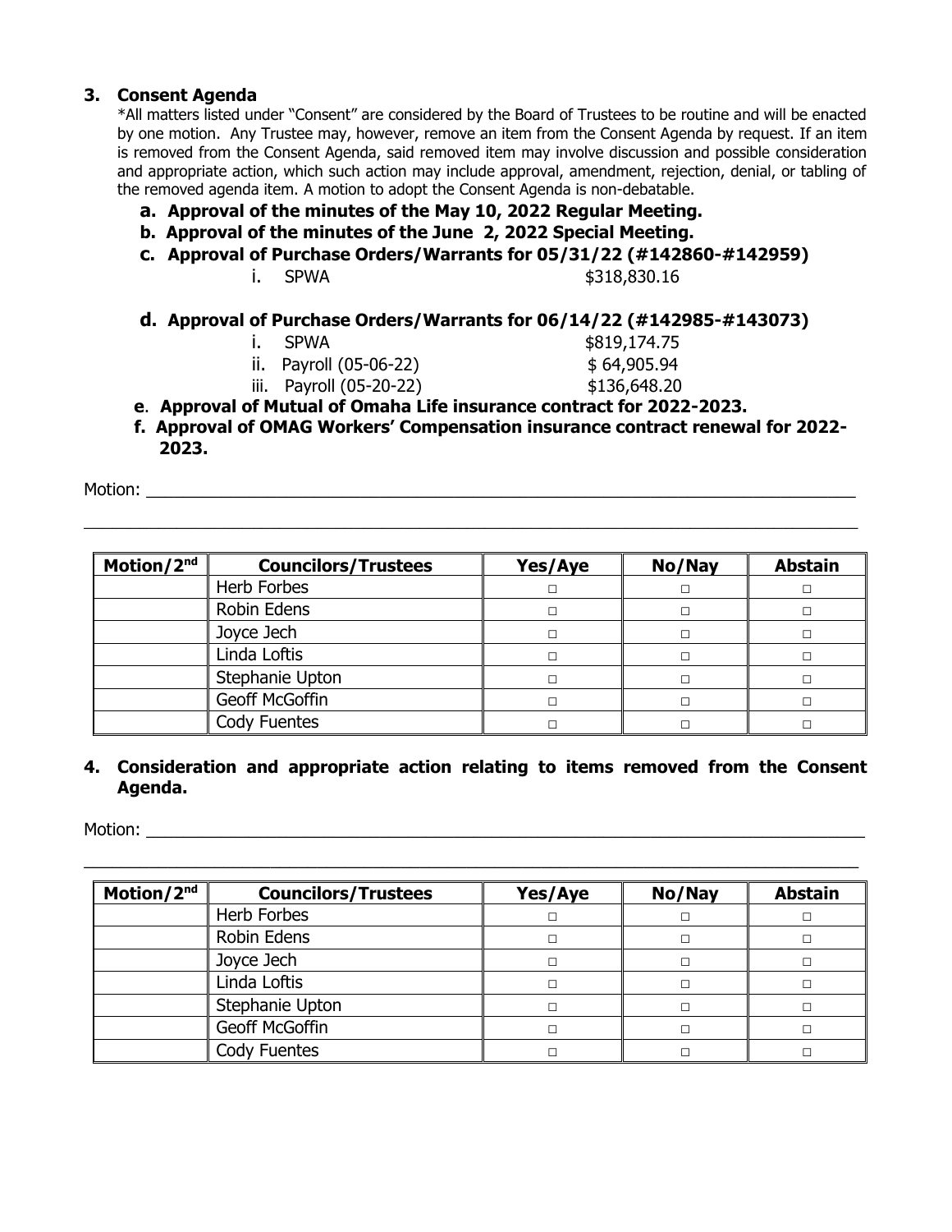### 3. Consent Agenda

*All matters listed under "Consent" are considered by the Board of Trustees to be routine and will be enacted by one motion. Any Trustee may, however, remove an item from the Consent Agenda by request. If an item is removed from the Consent Agenda, said removed item may involve discussion and possible consideration and appropriate action, which such action may include approval, amendment, rejection, denial, or tabling of the removed agenda item. A motion to adopt the Consent Agenda is non-debatable.

- **a. Approval of the minutes of the May 10, 2022 Regular Meeting.**
- **b. Approval of the minutes of the June 2, 2022 Special Meeting.**
- **c. Approval of Purchase Orders/Warrants for 05/31/22 (#142860-#142959)**
  - i. SPWA $318,830.16
- **d. Approval of Purchase Orders/Warrants for 06/14/22 (#142985-#143073)**
  - i. SPWA $819,174.75
  - ii. Payroll (05-06-22) $ 64,905.94
  - iii. Payroll (05-20-22) $136,648.20
- **e. Approval of Mutual of Omaha Life insurance contract for 2022-2023.**
- **f. Approval of OMAG Workers' Compensation insurance contract renewal for 2022-2023.**

Motion: ______________________________________________________________________________

______________________________________________________________________________________

| Motion/2nd | Councilors/Trustees | Yes/Aye | No/Nay | Abstain |
|---|---|---|---|---|
| | Herb Forbes | □ | □ | □ |
| | Robin Edens | □ | □ | □ |
| | Joyce Jech | □ | □ | □ |
| | Linda Loftis | □ | □ | □ |
| | Stephanie Upton | □ | □ | □ |
| | Geoff McGoffin | □ | □ | □ |
| | Cody Fuentes | □ | □ | □ |

### 4. Consideration and appropriate action relating to items removed from the Consent Agenda.

Motion: ______________________________________________________________________________

______________________________________________________________________________________

| Motion/2nd | Councilors/Trustees | Yes/Aye | No/Nay | Abstain |
|---|---|---|---|---|
| | Herb Forbes | □ | □ | □ |
| | Robin Edens | □ | □ | □ |
| | Joyce Jech | □ | □ | □ |
| | Linda Loftis | □ | □ | □ |
| | Stephanie Upton | □ | □ | □ |
| | Geoff McGoffin | □ | □ | □ |
| | Cody Fuentes | □ | □ | □ |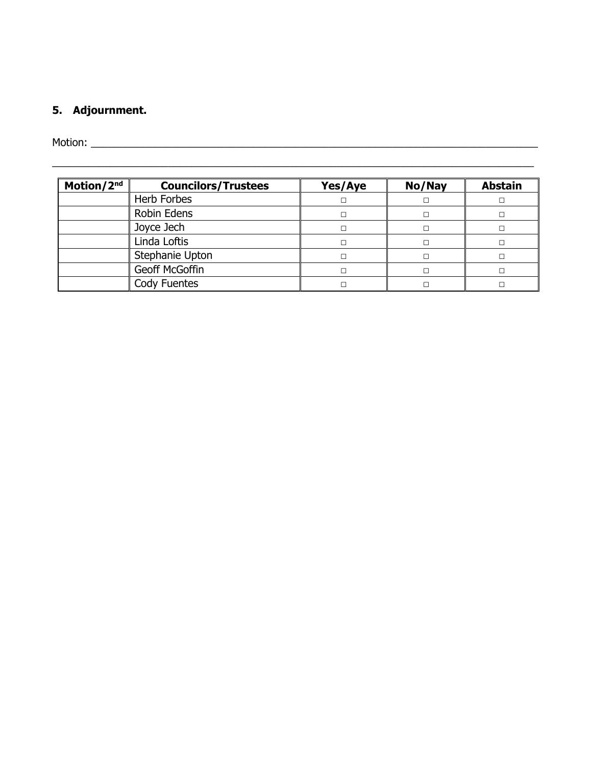## 5. Adjournment.

Motion: ____________________________________________________________________________

____________________________________________________________________________________

| Motion/2nd | Councilors/Trustees | Yes/Aye | No/Nay | Abstain |
|---|---|---|---|---|
| | Herb Forbes | □ | □ | □ |
| | Robin Edens | □ | □ | □ |
| | Joyce Jech | □ | □ | □ |
| | Linda Loftis | □ | □ | □ |
| | Stephanie Upton | □ | □ | □ |
| | Geoff McGoffin | □ | □ | □ |
| | Cody Fuentes | □ | □ | □ |